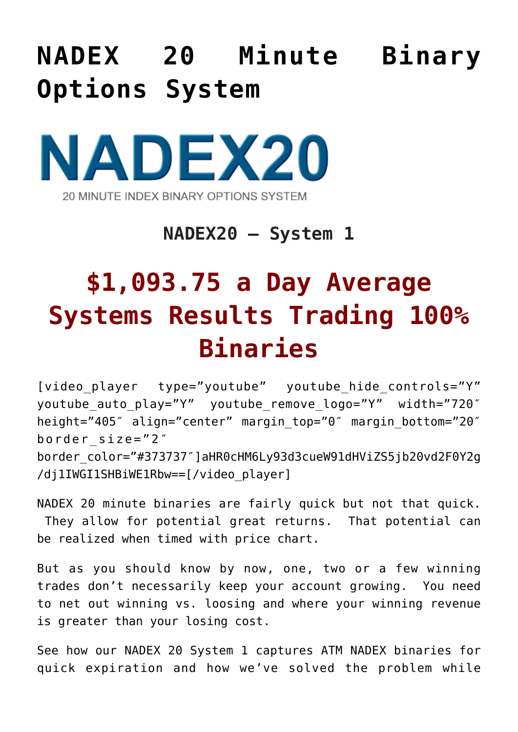# NADEX 20 Minute Binary Options System

NADEX20

20 MINUTE INDEX BINARY OPTIONS SYSTEM

### NADEX20 – System 1

## $1,093.75 a Day Average Systems Results Trading 100% Binaries

[video_player type="youtube" youtube_hide_controls="Y" youtube_auto_play="Y" youtube_remove_logo="Y" width="720″ height="405″ align="center" margin_top="0″ margin_bottom="20″ border_size="2″ border_color="#373737″]aHR0cHM6Ly93d3cueW91dHViZS5jb20vd2F0Y2g/dj1IWGI1SHBiWE1Rbw==[/video_player]

NADEX 20 minute binaries are fairly quick but not that quick. They allow for potential great returns. That potential can be realized when timed with price chart.

But as you should know by now, one, two or a few winning trades don't necessarily keep your account growing. You need to net out winning vs. loosing and where your winning revenue is greater than your losing cost.

See how our NADEX 20 System 1 captures ATM NADEX binaries for quick expiration and how we've solved the problem while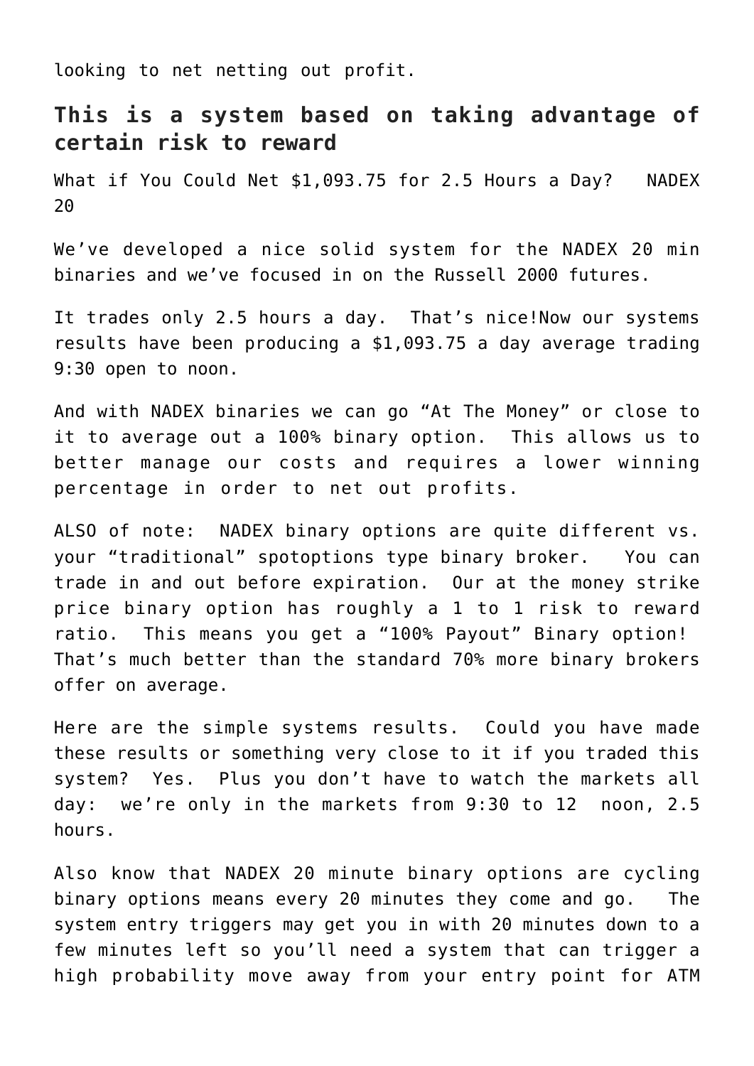looking to net netting out profit.

## This is a system based on taking advantage of certain risk to reward

What if You Could Net $1,093.75 for 2.5 Hours a Day? NADEX 20

We've developed a nice solid system for the NADEX 20 min binaries and we've focused in on the Russell 2000 futures.

It trades only 2.5 hours a day. That's nice!Now our systems results have been producing a $1,093.75 a day average trading 9:30 open to noon.

And with NADEX binaries we can go "At The Money" or close to it to average out a 100% binary option. This allows us to better manage our costs and requires a lower winning percentage in order to net out profits.

ALSO of note: NADEX binary options are quite different vs. your "traditional" spotoptions type binary broker. You can trade in and out before expiration. Our at the money strike price binary option has roughly a 1 to 1 risk to reward ratio. This means you get a "100% Payout" Binary option! That's much better than the standard 70% more binary brokers offer on average.

Here are the simple systems results. Could you have made these results or something very close to it if you traded this system? Yes. Plus you don't have to watch the markets all day: we're only in the markets from 9:30 to 12 noon, 2.5 hours.

Also know that NADEX 20 minute binary options are cycling binary options means every 20 minutes they come and go. The system entry triggers may get you in with 20 minutes down to a few minutes left so you'll need a system that can trigger a high probability move away from your entry point for ATM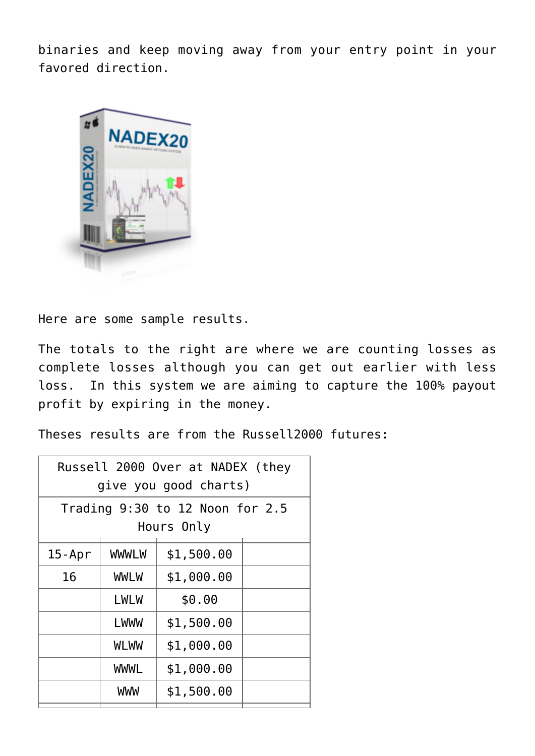binaries and keep moving away from your entry point in your favored direction.

Here are some sample results.

The totals to the right are where we are counting losses as complete losses although you can get out earlier with less loss. In this system we are aiming to capture the 100% payout profit by expiring in the money.

Theses results are from the Russell2000 futures:

| Russell 2000 Over at NADEX (they give you good charts) | | | |
|---|---|---|---|
| Trading 9:30 to 12 Noon for 2.5 Hours Only | | | |
| 15-Apr | WWWLW | $1,500.00 | |
| 16 | WWLW | $1,000.00 | |
| | LWLW | $0.00 | |
| | LWWW | $1,500.00 | |
| | WLWW | $1,000.00 | |
| | WWWL | $1,000.00 | |
| | WWW | $1,500.00 | |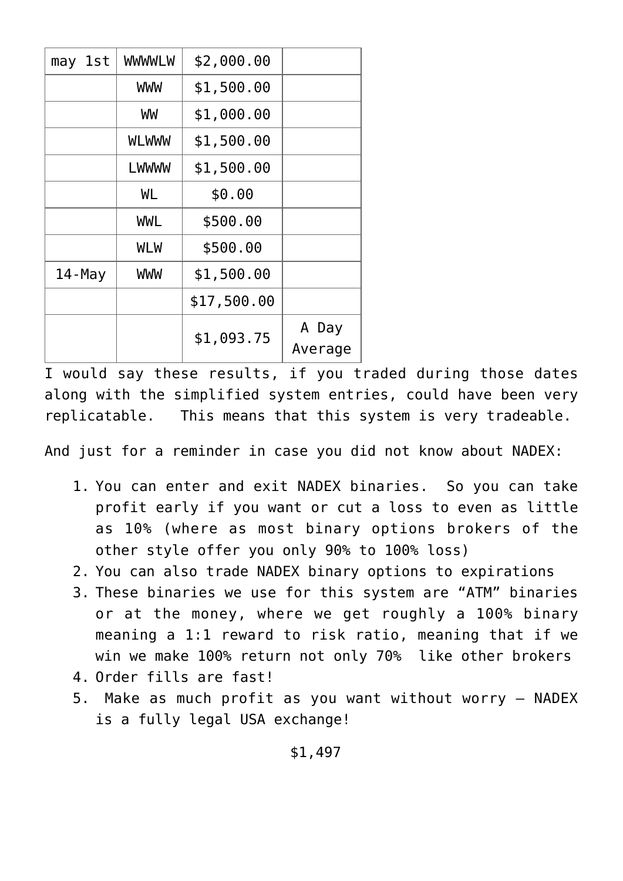| may 1st | WWWWLW | $2,000.00 | |
|---|---|---|---|
| | WWW | $1,500.00 | |
| | WW | $1,000.00 | |
| | WLWWW | $1,500.00 | |
| | LWWWW | $1,500.00 | |
| | WL | $0.00 | |
| | WWL | $500.00 | |
| | WLW | $500.00 | |
| 14-May | WWW | $1,500.00 | |
| | | $17,500.00 | |
| | | $1,093.75 | A Day Average |

I would say these results, if you traded during those dates along with the simplified system entries, could have been very replicatable.  This means that this system is very tradeable.

And just for a reminder in case you did not know about NADEX:

1. You can enter and exit NADEX binaries.  So you can take profit early if you want or cut a loss to even as little as 10% (where as most binary options brokers of the other style offer you only 90% to 100% loss)
2. You can also trade NADEX binary options to expirations
3. These binaries we use for this system are “ATM” binaries or at the money, where we get roughly a 100% binary meaning a 1:1 reward to risk ratio, meaning that if we win we make 100% return not only 70% like other brokers
4. Order fills are fast!
5. Make as much profit as you want without worry – NADEX is a fully legal USA exchange!

$1,497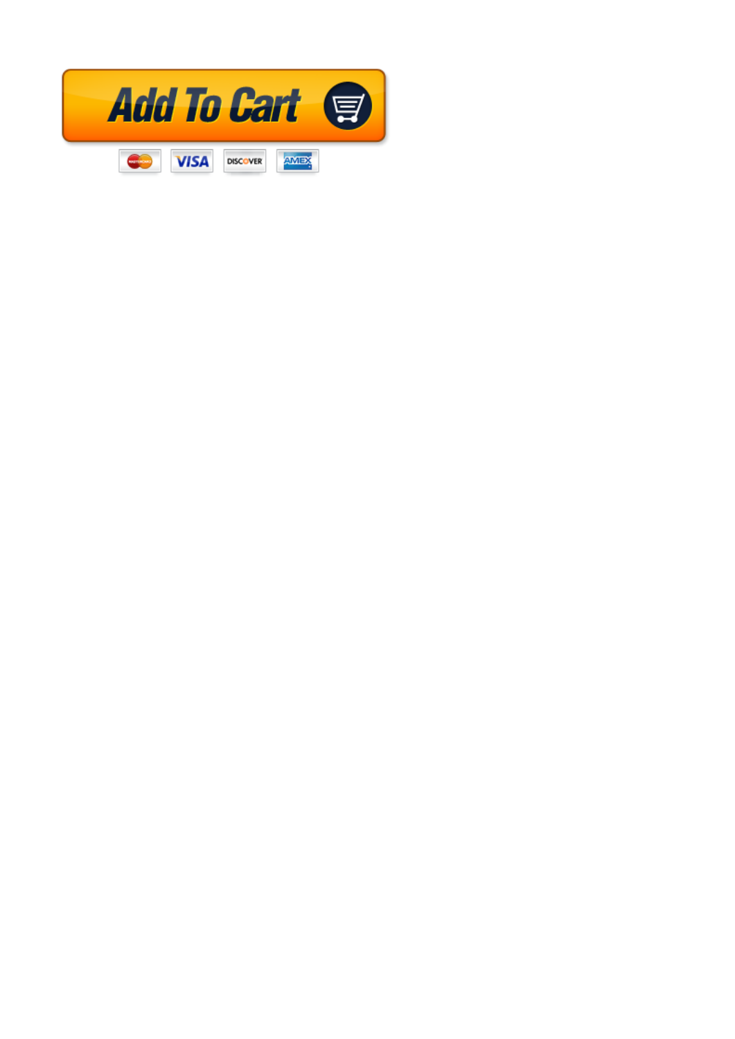Add To Cart

MASTERCARD VISA DISCOVER AMEX